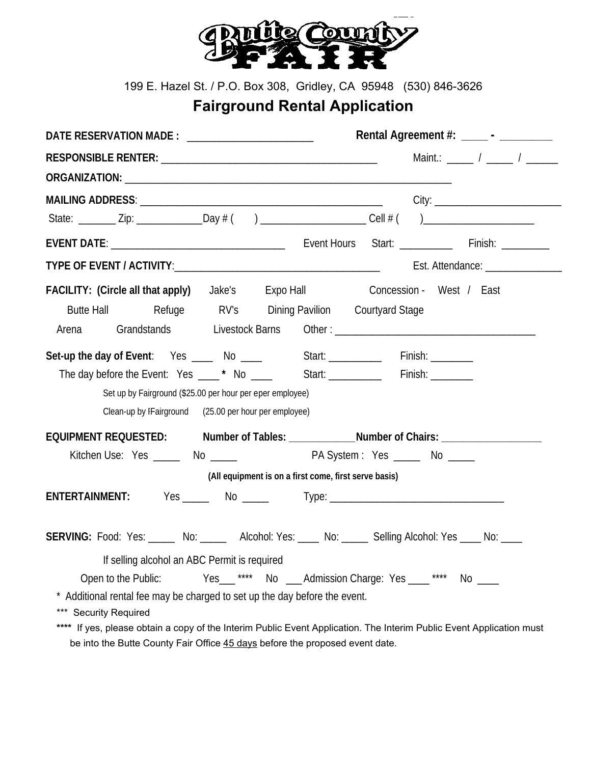# Butte County FAIR

199 E. Hazel St. / P.O. Box 308, Gridley, CA 95948 (530) 846-3626

## Fairground Rental Application

**DATE RESERVATION MADE :** _______________________ **Rental Agreement #:** ____ - ________

**RESPONSIBLE RENTER:** _______________________________________ Maint.: _____ / _____ / ______

**ORGANIZATION:** ______________________________________________________________

**MAILING ADDRESS**: ______________________________________________ City: _______________________

State: _______ Zip: ____________ Day # ( ) __________________ Cell # ( ) ____________________

**EVENT DATE**: _______________________________ Event Hours Start: __________ Finish: _________

**TYPE OF EVENT / ACTIVITY**: ______________________________________ Est. Attendance: ______________

**FACILITY: (Circle all that apply)** Jake's Expo Hall Concession - West / East

Butte Hall Refuge RV's Dining Pavilion Courtyard Stage

Arena Grandstands Livestock Barns Other : ___________________________________

**Set-up the day of Event**: Yes ____ No ____ Start: __________ Finish: ________

The day before the Event: Yes ____ * No ____ Start: __________ Finish: ________

Set up by Fairground ($25.00 per hour per eper employee)

Clean-up by !Fairground (25.00 per hour per employee)

**EQUIPMENT REQUESTED:** **Number of Tables:** ____________ **Number of Chairs:** __________________

Kitchen Use: Yes _____ No _____ PA System : Yes _____ No _____

**(All equipment is on a first come, first serve basis)**

**ENTERTAINMENT:** Yes _____ No _____ Type: ________________________________

**SERVING:** Food: Yes: _____ No: _____ Alcohol: Yes: ____ No: _____ Selling Alcohol: Yes ____ No: ____

If selling alcohol an ABC Permit is required

Open to the Public: Yes___ **** No ___ Admission Charge: Yes ____ **** No ____

* Additional rental fee may be charged to set up the day before the event.

*** Security Required

**** If yes, please obtain a copy of the Interim Public Event Application. The Interim Public Event Application must be into the Butte County Fair Office 45 days before the proposed event date.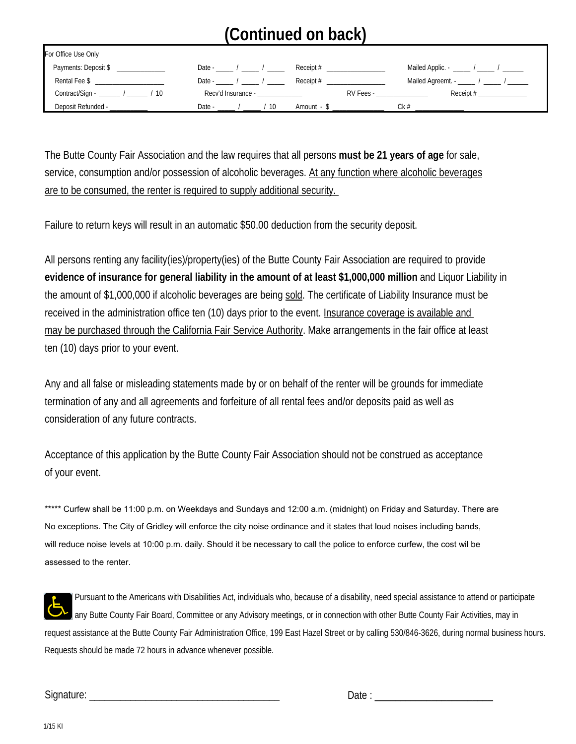# (Continued on back)

| For Office Use Only | | | |
| --- | --- | --- | --- |
| Payments: Deposit $ ____________ | Date - ____ / ____ / ____ | Receipt # ______________ | Mailed Applic. - ____ / ____ / _____ |
| Rental Fee $ _________________ | Date - ____ / ____ / ____ | Receipt # ______________ | Mailed Agreemt. - ____ / ____ / _____ |
| Contract/Sign - _____ / _____ / 10 | Recv'd Insurance - ___________ | RV Fees - _____________ | Receipt # _____________ |
| Deposit Refunded - __________ | Date - ____ / ____ / 10 | Amount - $ ____________ | Ck # ____________ |

The Butte County Fair Association and the law requires that all persons **must be 21 years of age** for sale, service, consumption and/or possession of alcoholic beverages. At any function where alcoholic beverages are to be consumed, the renter is required to supply additional security.

Failure to return keys will result in an automatic $50.00 deduction from the security deposit.

All persons renting any facility(ies)/property(ies) of the Butte County Fair Association are required to provide **evidence of insurance for general liability in the amount of at least $1,000,000 million** and Liquor Liability in the amount of $1,000,000 if alcoholic beverages are being sold. The certificate of Liability Insurance must be received in the administration office ten (10) days prior to the event. Insurance coverage is available and may be purchased through the California Fair Service Authority. Make arrangements in the fair office at least ten (10) days prior to your event.

Any and all false or misleading statements made by or on behalf of the renter will be grounds for immediate termination of any and all agreements and forfeiture of all rental fees and/or deposits paid as well as consideration of any future contracts.

Acceptance of this application by the Butte County Fair Association should not be construed as acceptance of your event.

***** Curfew shall be 11:00 p.m. on Weekdays and Sundays and 12:00 a.m. (midnight) on Friday and Saturday. There are No exceptions. The City of Gridley will enforce the city noise ordinance and it states that loud noises including bands, will reduce noise levels at 10:00 p.m. daily. Should it be necessary to call the police to enforce curfew, the cost wil be assessed to the renter.

Pursuant to the Americans with Disabilities Act, individuals who, because of a disability, need special assistance to attend or participate any Butte County Fair Board, Committee or any Advisory meetings, or in connection with other Butte County Fair Activities, may in request assistance at the Butte County Fair Administration Office, 199 East Hazel Street or by calling 530/846-3626, during normal business hours. Requests should be made 72 hours in advance whenever possible.

Signature: ________________________________ Date : ____________________

1/15 KI